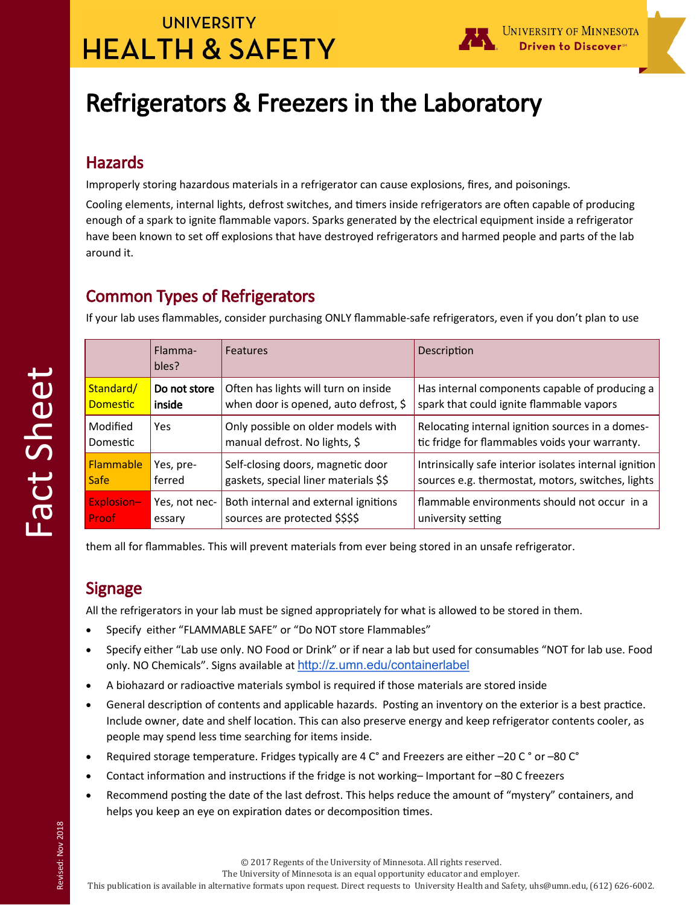UNIVERSITY
HEALTH & SAFETY

UNIVERSITY OF MINNESOTA
Driven to Discover

Fact Sheet

# Refrigerators & Freezers in the Laboratory

## Hazards

Improperly storing hazardous materials in a refrigerator can cause explosions, fires, and poisonings.

Cooling elements, internal lights, defrost switches, and timers inside refrigerators are often capable of producing enough of a spark to ignite flammable vapors. Sparks generated by the electrical equipment inside a refrigerator have been known to set off explosions that have destroyed refrigerators and harmed people and parts of the lab around it.

## Common Types of Refrigerators

If your lab uses flammables, consider purchasing ONLY flammable-safe refrigerators, even if you don't plan to use them all for flammables. This will prevent materials from ever being stored in an unsafe refrigerator.

| | Flammables? | Features | Description |
|---|---|---|---|
| Standard/ Domestic | **Do not store inside** | Often has lights will turn on inside when door is opened, auto defrost, $ | Has internal components capable of producing a spark that could ignite flammable vapors |
| Modified Domestic | Yes | Only possible on older models with manual defrost. No lights, $ | Relocating internal ignition sources in a domestic fridge for flammables voids your warranty. |
| Flammable Safe | Yes, preferred | Self-closing doors, magnetic door gaskets, special liner materials $$ | Intrinsically safe interior isolates internal ignition sources e.g. thermostat, motors, switches, lights |
| Explosion–Proof | Yes, not necessary | Both internal and external ignitions sources are protected $$$$ | flammable environments should not occur in a university setting |

## Signage

All the refrigerators in your lab must be signed appropriately for what is allowed to be stored in them.

- Specify either "FLAMMABLE SAFE" or "Do NOT store Flammables"
- Specify either "Lab use only. NO Food or Drink" or if near a lab but used for consumables "NOT for lab use. Food only. NO Chemicals". Signs available at http://z.umn.edu/containerlabel
- A biohazard or radioactive materials symbol is required if those materials are stored inside
- General description of contents and applicable hazards. Posting an inventory on the exterior is a best practice. Include owner, date and shelf location. This can also preserve energy and keep refrigerator contents cooler, as people may spend less time searching for items inside.
- Required storage temperature. Fridges typically are 4 C° and Freezers are either –20 C ° or –80 C°
- Contact information and instructions if the fridge is not working– Important for –80 C freezers
- Recommend posting the date of the last defrost. This helps reduce the amount of "mystery" containers, and helps you keep an eye on expiration dates or decomposition times.

Revised: Nov 2018

© 2017 Regents of the University of Minnesota. All rights reserved.
The University of Minnesota is an equal opportunity educator and employer.
This publication is available in alternative formats upon request. Direct requests to University Health and Safety, uhs@umn.edu, (612) 626-6002.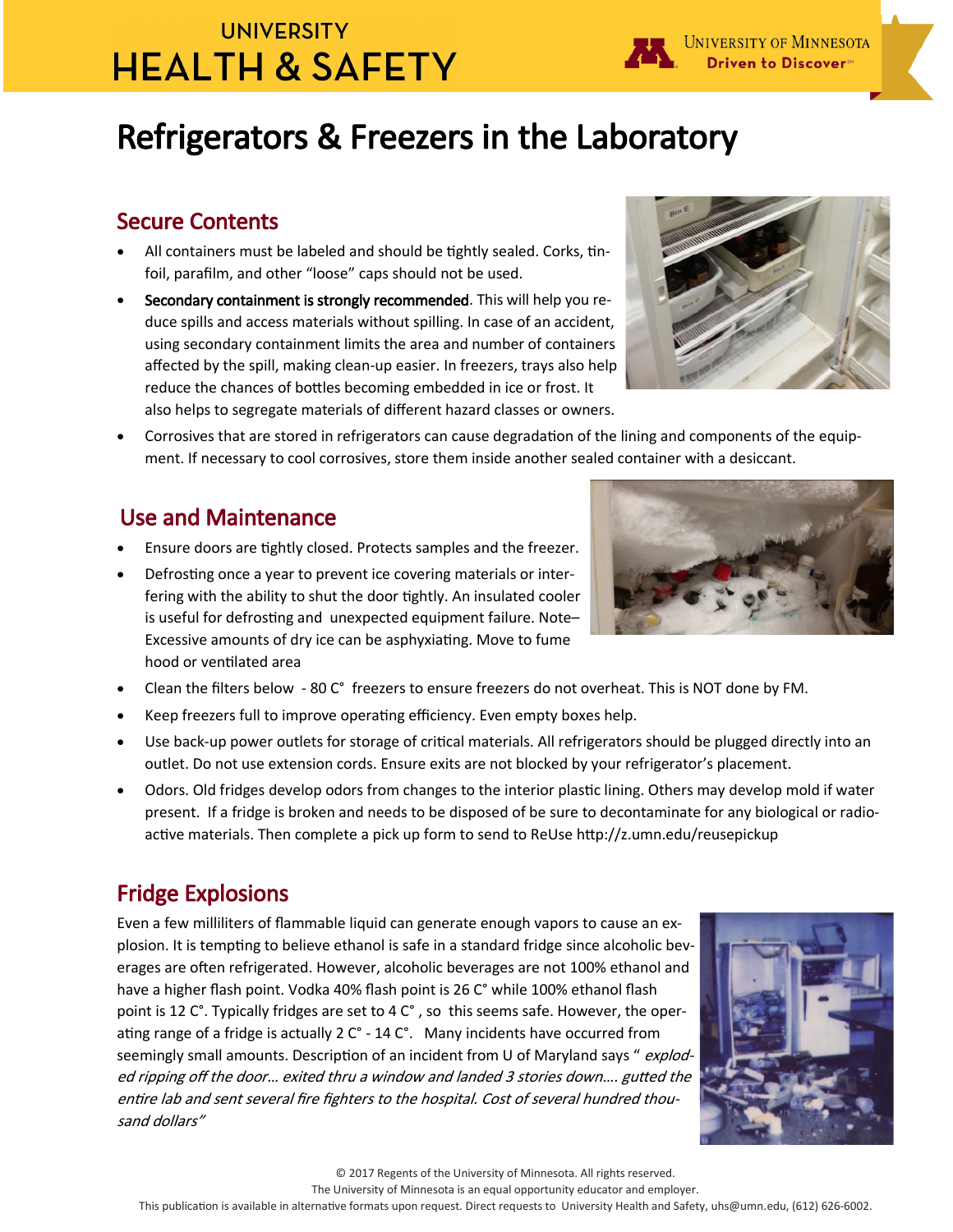# Refrigerators & Freezers in the Laboratory

## Secure Contents

- All containers must be labeled and should be tightly sealed. Corks, tin-foil, parafilm, and other "loose" caps should not be used.
- **Secondary containment is strongly recommended**. This will help you reduce spills and access materials without spilling. In case of an accident, using secondary containment limits the area and number of containers affected by the spill, making clean-up easier. In freezers, trays also help reduce the chances of bottles becoming embedded in ice or frost. It also helps to segregate materials of different hazard classes or owners.
- Corrosives that are stored in refrigerators can cause degradation of the lining and components of the equipment. If necessary to cool corrosives, store them inside another sealed container with a desiccant.

## Use and Maintenance

- Ensure doors are tightly closed. Protects samples and the freezer.
- Defrosting once a year to prevent ice covering materials or interfering with the ability to shut the door tightly. An insulated cooler is useful for defrosting and unexpected equipment failure. Note– Excessive amounts of dry ice can be asphyxiating. Move to fume hood or ventilated area
- Clean the filters below - 80 C° freezers to ensure freezers do not overheat. This is NOT done by FM.
- Keep freezers full to improve operating efficiency. Even empty boxes help.
- Use back-up power outlets for storage of critical materials. All refrigerators should be plugged directly into an outlet. Do not use extension cords. Ensure exits are not blocked by your refrigerator's placement.
- Odors. Old fridges develop odors from changes to the interior plastic lining. Others may develop mold if water present. If a fridge is broken and needs to be disposed of be sure to decontaminate for any biological or radioactive materials. Then complete a pick up form to send to ReUse http://z.umn.edu/reusepickup

## Fridge Explosions

Even a few milliliters of flammable liquid can generate enough vapors to cause an explosion. It is tempting to believe ethanol is safe in a standard fridge since alcoholic beverages are often refrigerated. However, alcoholic beverages are not 100% ethanol and have a higher flash point. Vodka 40% flash point is 26 C° while 100% ethanol flash point is 12 C°. Typically fridges are set to 4 C° , so this seems safe. However, the operating range of a fridge is actually 2 C° - 14 C°. Many incidents have occurred from seemingly small amounts. Description of an incident from U of Maryland says " *exploded ripping off the door… exited thru a window and landed 3 stories down…. gutted the entire lab and sent several fire fighters to the hospital. Cost of several hundred thousand dollars"*

© 2017 Regents of the University of Minnesota. All rights reserved.
The University of Minnesota is an equal opportunity educator and employer.
This publication is available in alternative formats upon request. Direct requests to University Health and Safety, uhs@umn.edu, (612) 626-6002.